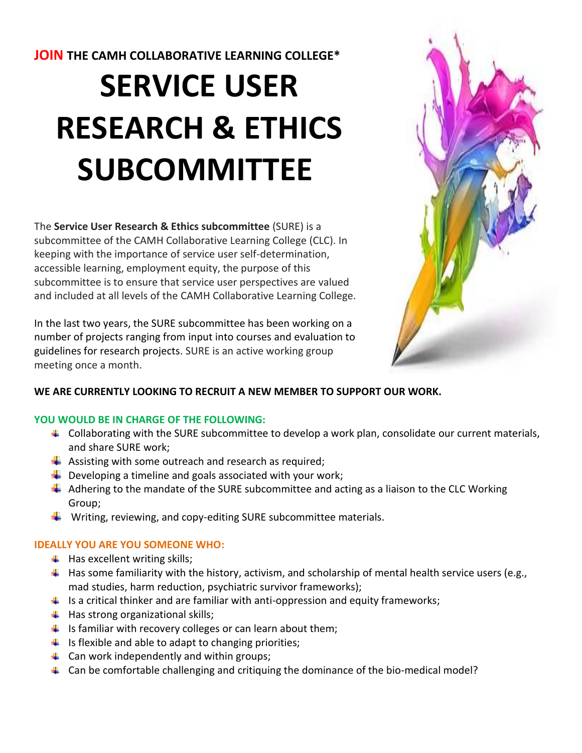**JOIN** THE CAMH COLLABORATIVE LEARNING COLLEGE*

# SERVICE USER RESEARCH & ETHICS SUBCOMMITTEE

The **Service User Research & Ethics subcommittee** (SURE) is a subcommittee of the CAMH Collaborative Learning College (CLC). In keeping with the importance of service user self-determination, accessible learning, employment equity, the purpose of this subcommittee is to ensure that service user perspectives are valued and included at all levels of the CAMH Collaborative Learning College.

In the last two years, the SURE subcommittee has been working on a number of projects ranging from input into courses and evaluation to guidelines for research projects. SURE is an active working group meeting once a month.

**WE ARE CURRENTLY LOOKING TO RECRUIT A NEW MEMBER TO SUPPORT OUR WORK.**

**YOU WOULD BE IN CHARGE OF THE FOLLOWING:**

- Collaborating with the SURE subcommittee to develop a work plan, consolidate our current materials, and share SURE work;
- Assisting with some outreach and research as required;
- Developing a timeline and goals associated with your work;
- Adhering to the mandate of the SURE subcommittee and acting as a liaison to the CLC Working Group;
- Writing, reviewing, and copy-editing SURE subcommittee materials.

**IDEALLY YOU ARE YOU SOMEONE WHO:**

- Has excellent writing skills;
- Has some familiarity with the history, activism, and scholarship of mental health service users (e.g., mad studies, harm reduction, psychiatric survivor frameworks);
- Is a critical thinker and are familiar with anti-oppression and equity frameworks;
- Has strong organizational skills;
- Is familiar with recovery colleges or can learn about them;
- Is flexible and able to adapt to changing priorities;
- Can work independently and within groups;
- Can be comfortable challenging and critiquing the dominance of the bio-medical model?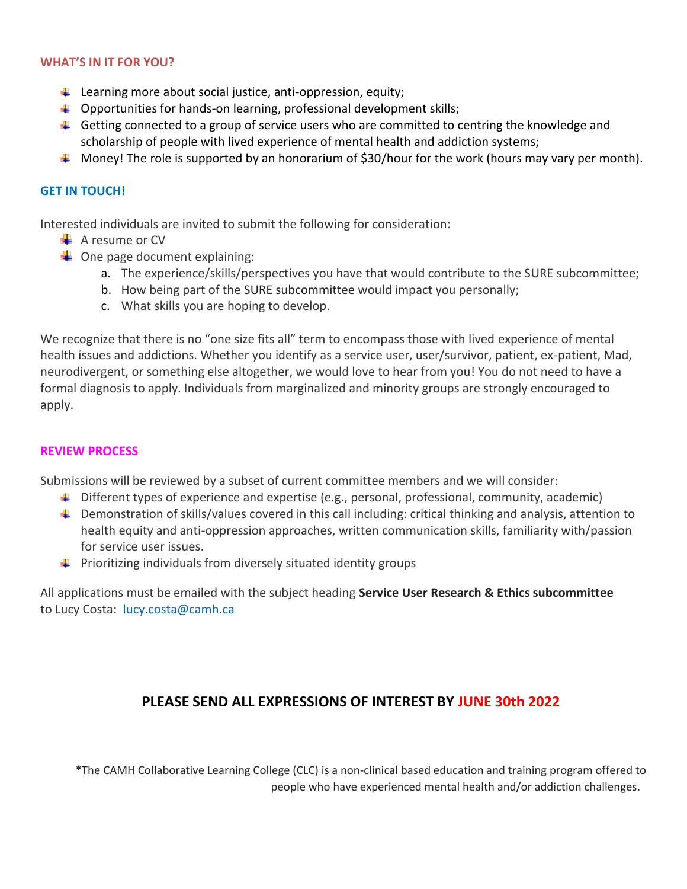### WHAT'S IN IT FOR YOU?

- Learning more about social justice, anti-oppression, equity;
- Opportunities for hands-on learning, professional development skills;
- Getting connected to a group of service users who are committed to centring the knowledge and scholarship of people with lived experience of mental health and addiction systems;
- Money! The role is supported by an honorarium of $30/hour for the work (hours may vary per month).

### GET IN TOUCH!

Interested individuals are invited to submit the following for consideration:

- A resume or CV
- One page document explaining:
  a. The experience/skills/perspectives you have that would contribute to the SURE subcommittee;
  b. How being part of the SURE subcommittee would impact you personally;
  c. What skills you are hoping to develop.

We recognize that there is no "one size fits all" term to encompass those with lived experience of mental health issues and addictions. Whether you identify as a service user, user/survivor, patient, ex-patient, Mad, neurodivergent, or something else altogether, we would love to hear from you! You do not need to have a formal diagnosis to apply. Individuals from marginalized and minority groups are strongly encouraged to apply.

### REVIEW PROCESS

Submissions will be reviewed by a subset of current committee members and we will consider:

- Different types of experience and expertise (e.g., personal, professional, community, academic)
- Demonstration of skills/values covered in this call including: critical thinking and analysis, attention to health equity and anti-oppression approaches, written communication skills, familiarity with/passion for service user issues.
- Prioritizing individuals from diversely situated identity groups

All applications must be emailed with the subject heading **Service User Research & Ethics subcommittee** to Lucy Costa: lucy.costa@camh.ca

## PLEASE SEND ALL EXPRESSIONS OF INTEREST BY JUNE 30th 2022

*The CAMH Collaborative Learning College (CLC) is a non-clinical based education and training program offered to people who have experienced mental health and/or addiction challenges.